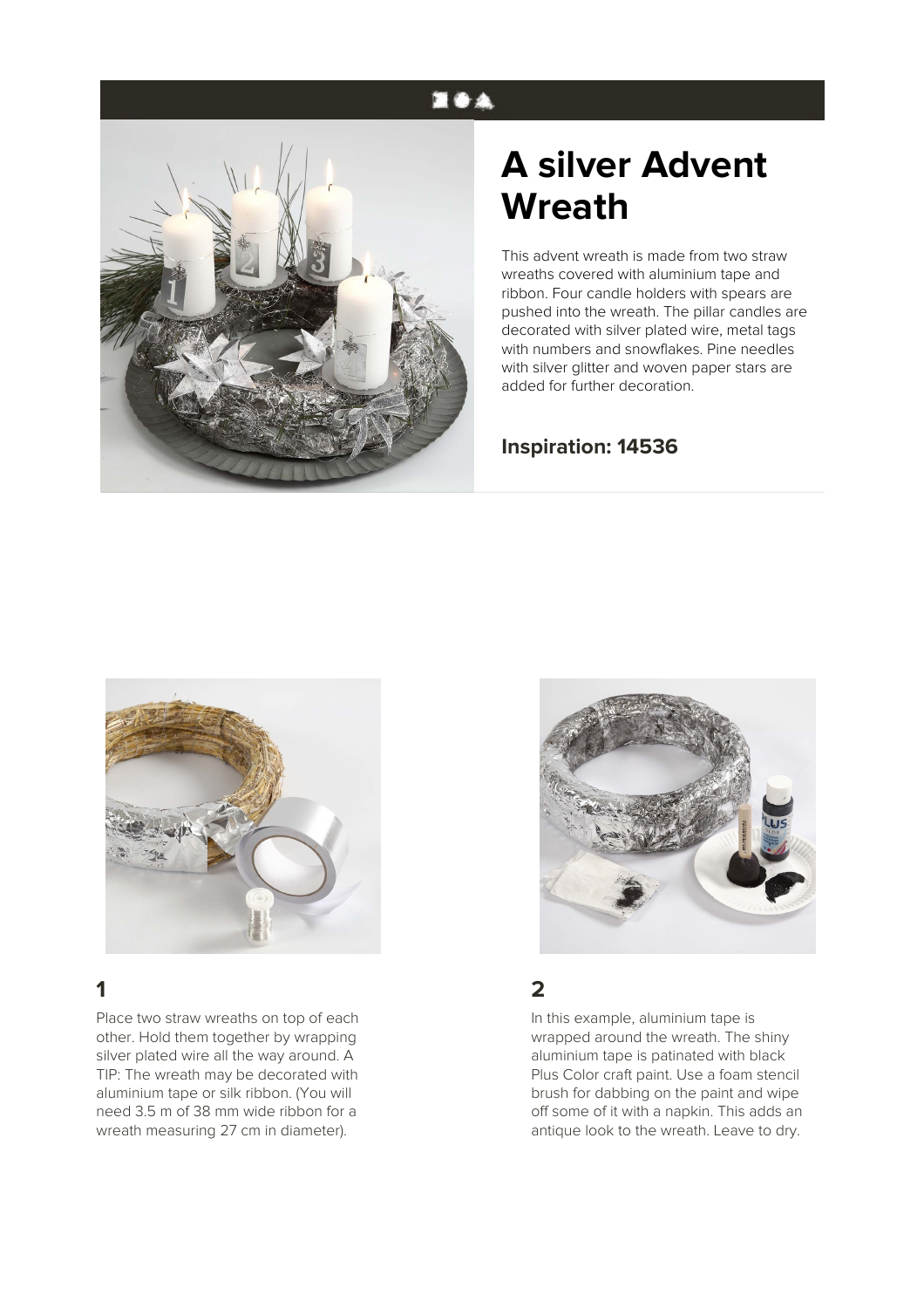# A silver Advent Wreath

This advent wreath is made from two straw wreaths covered with aluminium tape and ribbon. Four candle holders with spears are pushed into the wreath. The pillar candles are decorated with silver plated wire, metal tags with numbers and snowflakes. Pine needles with silver glitter and woven paper stars are added for further decoration.

## Inspiration: 14536

## 1

Place two straw wreaths on top of each other. Hold them together by wrapping silver plated wire all the way around. A TIP: The wreath may be decorated with aluminium tape or silk ribbon. (You will need 3.5 m of 38 mm wide ribbon for a wreath measuring 27 cm in diameter).

## 2

In this example, aluminium tape is wrapped around the wreath. The shiny aluminium tape is patinated with black Plus Color craft paint. Use a foam stencil brush for dabbing on the paint and wipe off some of it with a napkin. This adds an antique look to the wreath. Leave to dry.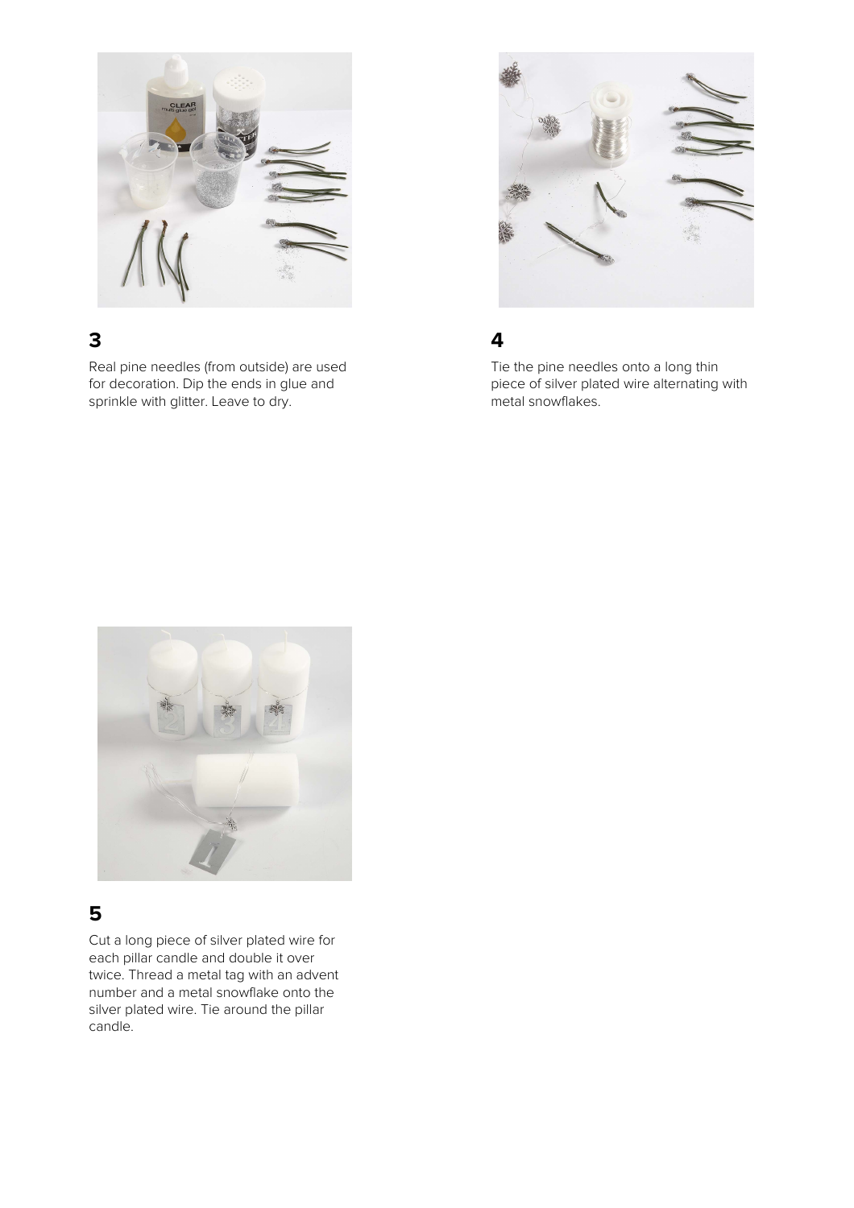## 3

Real pine needles (from outside) are used for decoration. Dip the ends in glue and sprinkle with glitter. Leave to dry.

## 4

Tie the pine needles onto a long thin piece of silver plated wire alternating with metal snowflakes.

## 5

Cut a long piece of silver plated wire for each pillar candle and double it over twice. Thread a metal tag with an advent number and a metal snowflake onto the silver plated wire. Tie around the pillar candle.